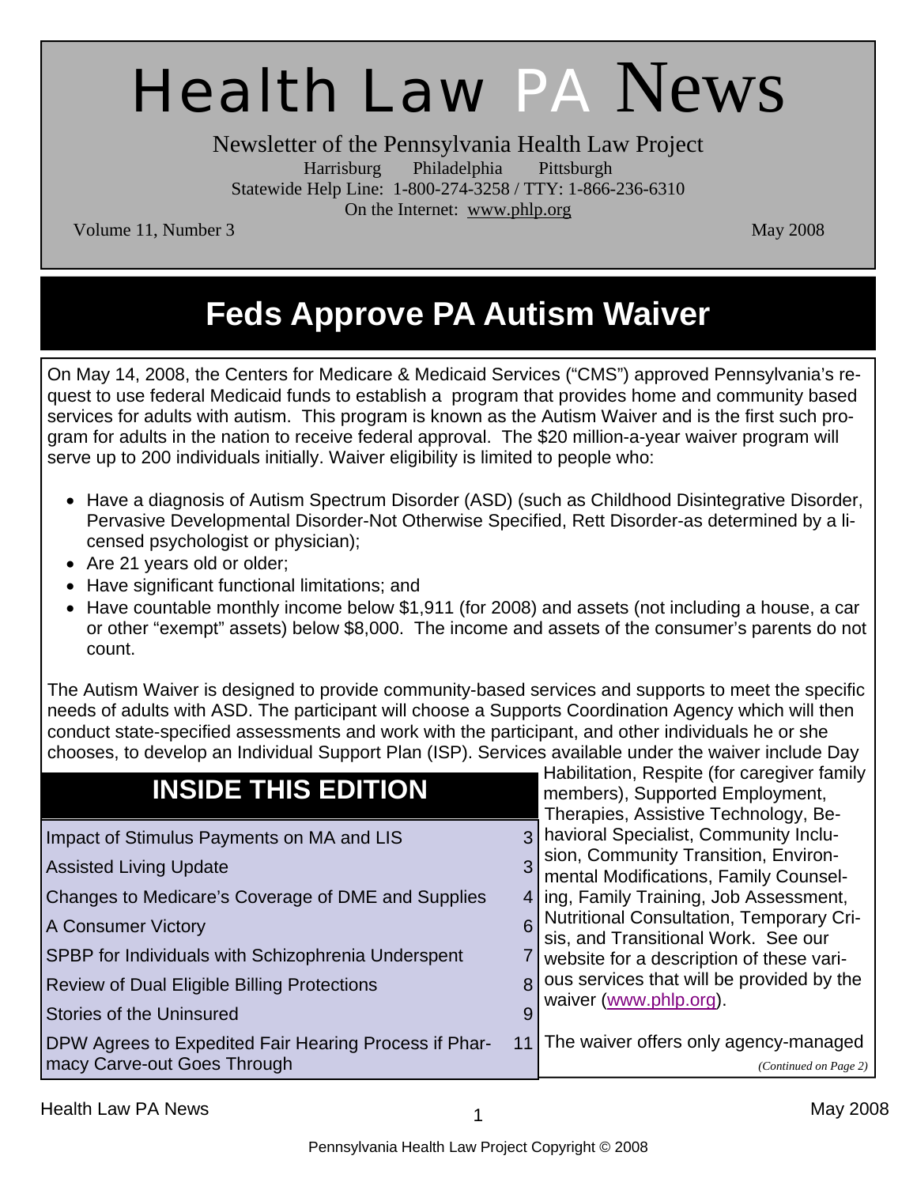# Health Law PA News

Newsletter of the Pennsylvania Health Law Project

Harrisburg Philadelphia Pittsburgh

Statewide Help Line: 1-800-274-3258 / TTY: 1-866-236-6310

On the Internet: www.phlp.org

Volume 11, Number 3 May 2008

## Feds Approve PA Autism Waiver

On May 14, 2008, the Centers for Medicare & Medicaid Services ("CMS") approved Pennsylvania's request to use federal Medicaid funds to establish a program that provides home and community based services for adults with autism. This program is known as the Autism Waiver and is the first such program for adults in the nation to receive federal approval. The $20 million-a-year waiver program will serve up to 200 individuals initially. Waiver eligibility is limited to people who:

- Have a diagnosis of Autism Spectrum Disorder (ASD) (such as Childhood Disintegrative Disorder, Pervasive Developmental Disorder-Not Otherwise Specified, Rett Disorder-as determined by a licensed psychologist or physician);
- Are 21 years old or older;
- Have significant functional limitations; and
- Have countable monthly income below $1,911 (for 2008) and assets (not including a house, a car or other "exempt" assets) below $8,000. The income and assets of the consumer's parents do not count.

The Autism Waiver is designed to provide community-based services and supports to meet the specific needs of adults with ASD. The participant will choose a Supports Coordination Agency which will then conduct state-specified assessments and work with the participant, and other individuals he or she chooses, to develop an Individual Support Plan (ISP). Services available under the waiver include Day Habilitation, Respite (for caregiver family members), Supported Employment, Therapies, Assistive Technology, Behavioral Specialist, Community Inclusion, Community Transition, Environmental Modifications, Family Counseling, Family Training, Job Assessment, Nutritional Consultation, Temporary Crisis, and Transitional Work. See our website for a description of these various services that will be provided by the waiver (www.phlp.org).

The waiver offers only agency-managed

*(Continued on Page 2)*

## INSIDE THIS EDITION

| Article | Page |
|---|---|
| Impact of Stimulus Payments on MA and LIS | 3 |
| Assisted Living Update | 3 |
| Changes to Medicare's Coverage of DME and Supplies | 4 |
| A Consumer Victory | 6 |
| SPBP for Individuals with Schizophrenia Underspent | 7 |
| Review of Dual Eligible Billing Protections | 8 |
| Stories of the Uninsured | 9 |
| DPW Agrees to Expedited Fair Hearing Process if Pharmacy Carve-out Goes Through | 11 |

Pennsylvania Health Law Project Copyright © 2008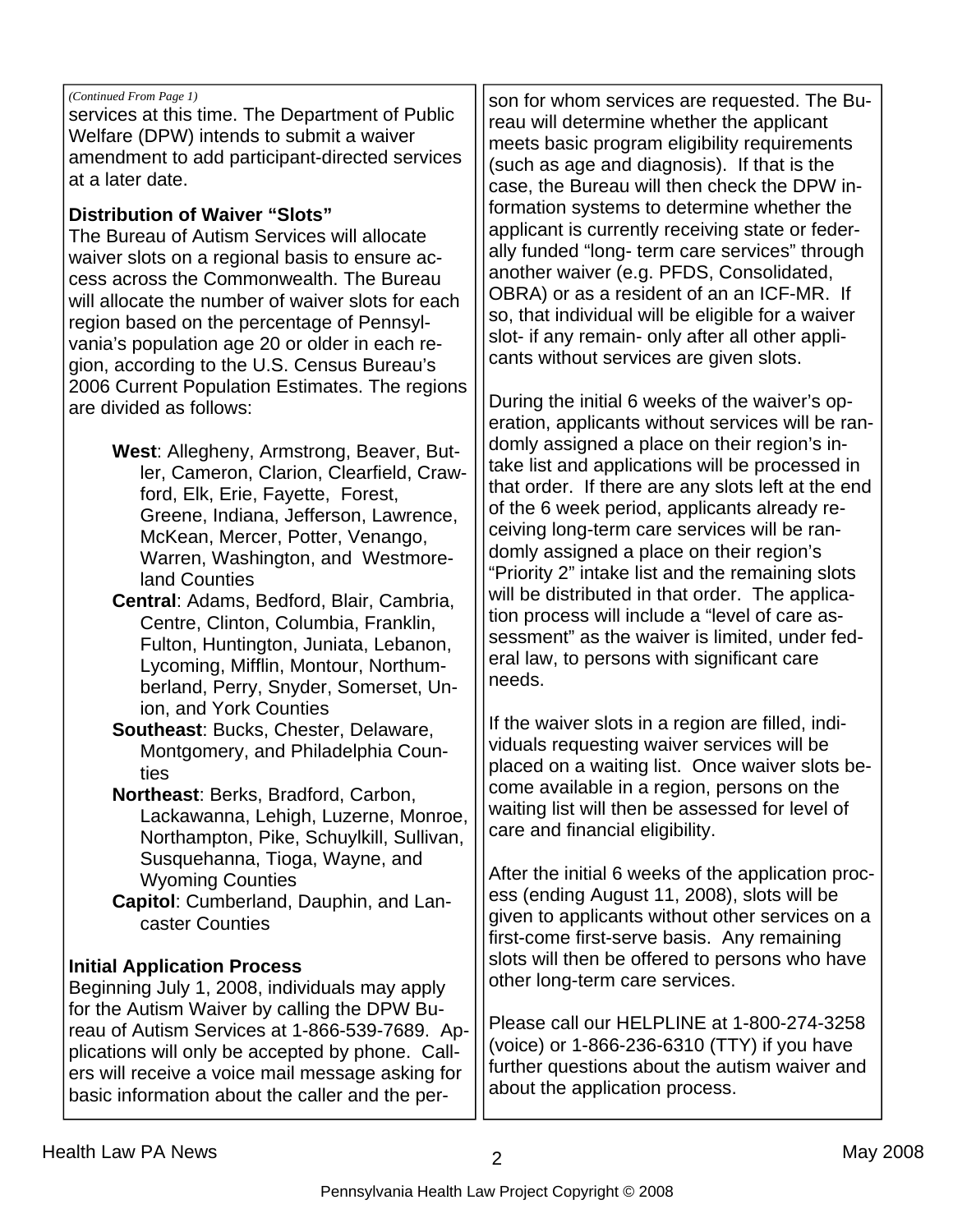*(Continued From Page 1)*

services at this time. The Department of Public Welfare (DPW) intends to submit a waiver amendment to add participant-directed services at a later date.

**Distribution of Waiver "Slots"**

The Bureau of Autism Services will allocate waiver slots on a regional basis to ensure access across the Commonwealth. The Bureau will allocate the number of waiver slots for each region based on the percentage of Pennsylvania's population age 20 or older in each region, according to the U.S. Census Bureau's 2006 Current Population Estimates. The regions are divided as follows:

- **West**: Allegheny, Armstrong, Beaver, Butler, Cameron, Clarion, Clearfield, Crawford, Elk, Erie, Fayette, Forest, Greene, Indiana, Jefferson, Lawrence, McKean, Mercer, Potter, Venango, Warren, Washington, and Westmoreland Counties
- **Central**: Adams, Bedford, Blair, Cambria, Centre, Clinton, Columbia, Franklin, Fulton, Huntington, Juniata, Lebanon, Lycoming, Mifflin, Montour, Northumberland, Perry, Snyder, Somerset, Union, and York Counties
- **Southeast**: Bucks, Chester, Delaware, Montgomery, and Philadelphia Counties
- **Northeast**: Berks, Bradford, Carbon, Lackawanna, Lehigh, Luzerne, Monroe, Northampton, Pike, Schuylkill, Sullivan, Susquehanna, Tioga, Wayne, and Wyoming Counties
- **Capitol**: Cumberland, Dauphin, and Lancaster Counties

**Initial Application Process**

Beginning July 1, 2008, individuals may apply for the Autism Waiver by calling the DPW Bureau of Autism Services at 1-866-539-7689. Applications will only be accepted by phone. Callers will receive a voice mail message asking for basic information about the caller and the person for whom services are requested. The Bureau will determine whether the applicant meets basic program eligibility requirements (such as age and diagnosis). If that is the case, the Bureau will then check the DPW information systems to determine whether the applicant is currently receiving state or federally funded "long- term care services" through another waiver (e.g. PFDS, Consolidated, OBRA) or as a resident of an an ICF-MR. If so, that individual will be eligible for a waiver slot- if any remain- only after all other applicants without services are given slots.

During the initial 6 weeks of the waiver's operation, applicants without services will be randomly assigned a place on their region's intake list and applications will be processed in that order. If there are any slots left at the end of the 6 week period, applicants already receiving long-term care services will be randomly assigned a place on their region's "Priority 2" intake list and the remaining slots will be distributed in that order. The application process will include a "level of care assessment" as the waiver is limited, under federal law, to persons with significant care needs.

If the waiver slots in a region are filled, individuals requesting waiver services will be placed on a waiting list. Once waiver slots become available in a region, persons on the waiting list will then be assessed for level of care and financial eligibility.

After the initial 6 weeks of the application process (ending August 11, 2008), slots will be given to applicants without other services on a first-come first-serve basis. Any remaining slots will then be offered to persons who have other long-term care services.

Please call our HELPLINE at 1-800-274-3258 (voice) or 1-866-236-6310 (TTY) if you have further questions about the autism waiver and about the application process.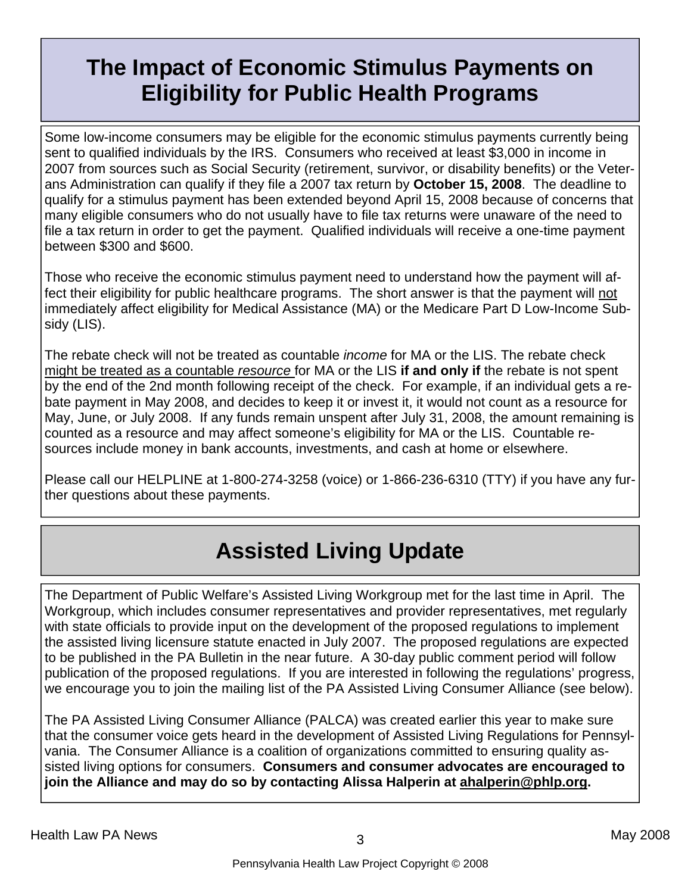# The Impact of Economic Stimulus Payments on Eligibility for Public Health Programs

Some low-income consumers may be eligible for the economic stimulus payments currently being sent to qualified individuals by the IRS. Consumers who received at least $3,000 in income in 2007 from sources such as Social Security (retirement, survivor, or disability benefits) or the Veterans Administration can qualify if they file a 2007 tax return by **October 15, 2008**. The deadline to qualify for a stimulus payment has been extended beyond April 15, 2008 because of concerns that many eligible consumers who do not usually have to file tax returns were unaware of the need to file a tax return in order to get the payment. Qualified individuals will receive a one-time payment between $300 and $600.

Those who receive the economic stimulus payment need to understand how the payment will affect their eligibility for public healthcare programs. The short answer is that the payment will <u>not</u> immediately affect eligibility for Medical Assistance (MA) or the Medicare Part D Low-Income Subsidy (LIS).

The rebate check will not be treated as countable *income* for MA or the LIS. The rebate check <u>might be treated as a countable *resource*</u> for MA or the LIS **if and only if** the rebate is not spent by the end of the 2nd month following receipt of the check. For example, if an individual gets a rebate payment in May 2008, and decides to keep it or invest it, it would not count as a resource for May, June, or July 2008. If any funds remain unspent after July 31, 2008, the amount remaining is counted as a resource and may affect someone's eligibility for MA or the LIS. Countable resources include money in bank accounts, investments, and cash at home or elsewhere.

Please call our HELPLINE at 1-800-274-3258 (voice) or 1-866-236-6310 (TTY) if you have any further questions about these payments.

# Assisted Living Update

The Department of Public Welfare's Assisted Living Workgroup met for the last time in April. The Workgroup, which includes consumer representatives and provider representatives, met regularly with state officials to provide input on the development of the proposed regulations to implement the assisted living licensure statute enacted in July 2007. The proposed regulations are expected to be published in the PA Bulletin in the near future. A 30-day public comment period will follow publication of the proposed regulations. If you are interested in following the regulations' progress, we encourage you to join the mailing list of the PA Assisted Living Consumer Alliance (see below).

The PA Assisted Living Consumer Alliance (PALCA) was created earlier this year to make sure that the consumer voice gets heard in the development of Assisted Living Regulations for Pennsylvania. The Consumer Alliance is a coalition of organizations committed to ensuring quality assisted living options for consumers. **Consumers and consumer advocates are encouraged to join the Alliance and may do so by contacting Alissa Halperin at <u>ahalperin@phlp.org</u>.**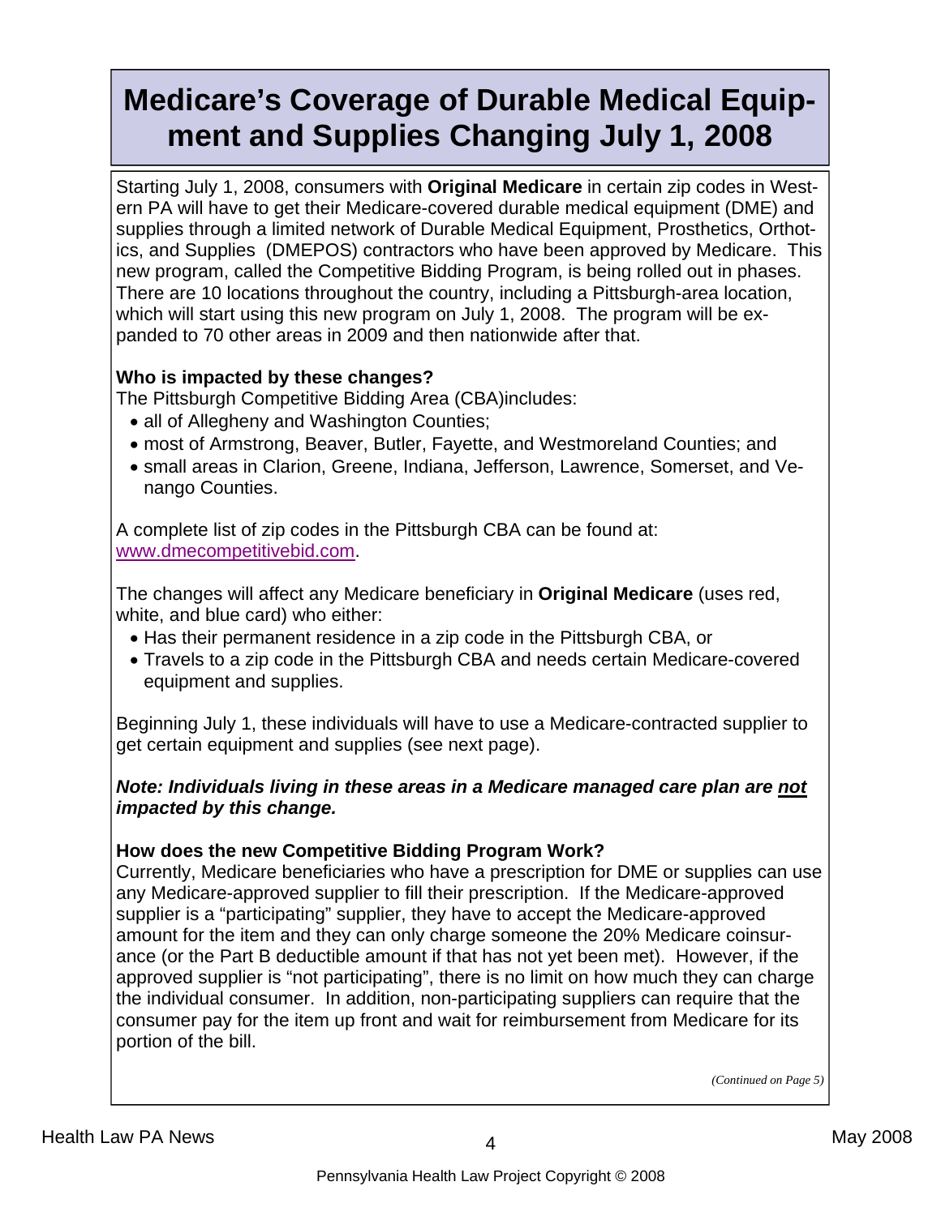# Medicare's Coverage of Durable Medical Equipment and Supplies Changing July 1, 2008

Starting July 1, 2008, consumers with **Original Medicare** in certain zip codes in Western PA will have to get their Medicare-covered durable medical equipment (DME) and supplies through a limited network of Durable Medical Equipment, Prosthetics, Orthotics, and Supplies (DMEPOS) contractors who have been approved by Medicare. This new program, called the Competitive Bidding Program, is being rolled out in phases. There are 10 locations throughout the country, including a Pittsburgh-area location, which will start using this new program on July 1, 2008. The program will be expanded to 70 other areas in 2009 and then nationwide after that.

**Who is impacted by these changes?**

The Pittsburgh Competitive Bidding Area (CBA)includes:

- all of Allegheny and Washington Counties;
- most of Armstrong, Beaver, Butler, Fayette, and Westmoreland Counties; and
- small areas in Clarion, Greene, Indiana, Jefferson, Lawrence, Somerset, and Venango Counties.

A complete list of zip codes in the Pittsburgh CBA can be found at: www.dmecompetitivebid.com.

The changes will affect any Medicare beneficiary in **Original Medicare** (uses red, white, and blue card) who either:

- Has their permanent residence in a zip code in the Pittsburgh CBA, or
- Travels to a zip code in the Pittsburgh CBA and needs certain Medicare-covered equipment and supplies.

Beginning July 1, these individuals will have to use a Medicare-contracted supplier to get certain equipment and supplies (see next page).

***Note: Individuals living in these areas in a Medicare managed care plan are not impacted by this change.***

**How does the new Competitive Bidding Program Work?**

Currently, Medicare beneficiaries who have a prescription for DME or supplies can use any Medicare-approved supplier to fill their prescription. If the Medicare-approved supplier is a "participating" supplier, they have to accept the Medicare-approved amount for the item and they can only charge someone the 20% Medicare coinsurance (or the Part B deductible amount if that has not yet been met). However, if the approved supplier is "not participating", there is no limit on how much they can charge the individual consumer. In addition, non-participating suppliers can require that the consumer pay for the item up front and wait for reimbursement from Medicare for its portion of the bill.

*(Continued on Page 5)*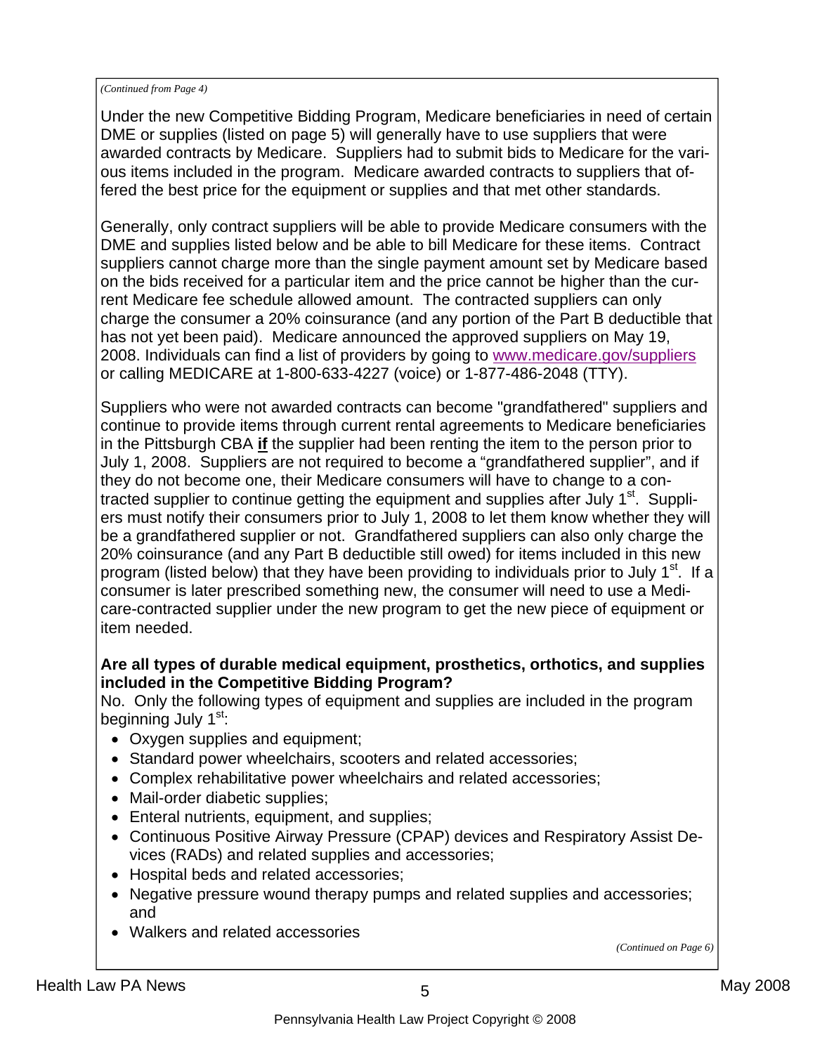*(Continued from Page 4)*

Under the new Competitive Bidding Program, Medicare beneficiaries in need of certain DME or supplies (listed on page 5) will generally have to use suppliers that were awarded contracts by Medicare. Suppliers had to submit bids to Medicare for the various items included in the program. Medicare awarded contracts to suppliers that offered the best price for the equipment or supplies and that met other standards.

Generally, only contract suppliers will be able to provide Medicare consumers with the DME and supplies listed below and be able to bill Medicare for these items. Contract suppliers cannot charge more than the single payment amount set by Medicare based on the bids received for a particular item and the price cannot be higher than the current Medicare fee schedule allowed amount. The contracted suppliers can only charge the consumer a 20% coinsurance (and any portion of the Part B deductible that has not yet been paid). Medicare announced the approved suppliers on May 19, 2008. Individuals can find a list of providers by going to www.medicare.gov/suppliers or calling MEDICARE at 1-800-633-4227 (voice) or 1-877-486-2048 (TTY).

Suppliers who were not awarded contracts can become "grandfathered" suppliers and continue to provide items through current rental agreements to Medicare beneficiaries in the Pittsburgh CBA **<u>if</u>** the supplier had been renting the item to the person prior to July 1, 2008. Suppliers are not required to become a "grandfathered supplier", and if they do not become one, their Medicare consumers will have to change to a contracted supplier to continue getting the equipment and supplies after July 1st. Suppliers must notify their consumers prior to July 1, 2008 to let them know whether they will be a grandfathered supplier or not. Grandfathered suppliers can also only charge the 20% coinsurance (and any Part B deductible still owed) for items included in this new program (listed below) that they have been providing to individuals prior to July 1st. If a consumer is later prescribed something new, the consumer will need to use a Medicare-contracted supplier under the new program to get the new piece of equipment or item needed.

**Are all types of durable medical equipment, prosthetics, orthotics, and supplies included in the Competitive Bidding Program?**

No. Only the following types of equipment and supplies are included in the program beginning July 1st:

- Oxygen supplies and equipment;
- Standard power wheelchairs, scooters and related accessories;
- Complex rehabilitative power wheelchairs and related accessories;
- Mail-order diabetic supplies;
- Enteral nutrients, equipment, and supplies;
- Continuous Positive Airway Pressure (CPAP) devices and Respiratory Assist Devices (RADs) and related supplies and accessories;
- Hospital beds and related accessories;
- Negative pressure wound therapy pumps and related supplies and accessories; and
- Walkers and related accessories

*(Continued on Page 6)*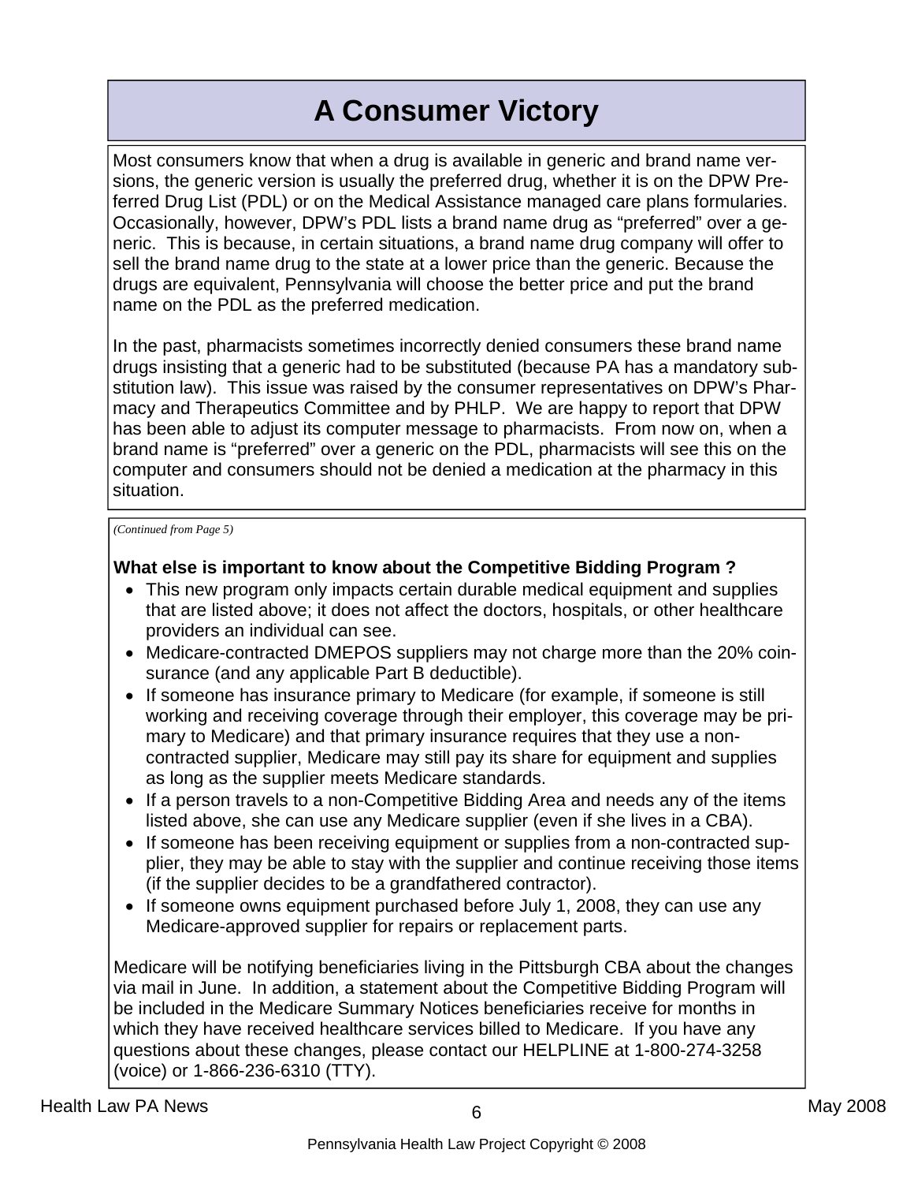# A Consumer Victory

Most consumers know that when a drug is available in generic and brand name versions, the generic version is usually the preferred drug, whether it is on the DPW Preferred Drug List (PDL) or on the Medical Assistance managed care plans formularies. Occasionally, however, DPW's PDL lists a brand name drug as "preferred" over a generic. This is because, in certain situations, a brand name drug company will offer to sell the brand name drug to the state at a lower price than the generic. Because the drugs are equivalent, Pennsylvania will choose the better price and put the brand name on the PDL as the preferred medication.

In the past, pharmacists sometimes incorrectly denied consumers these brand name drugs insisting that a generic had to be substituted (because PA has a mandatory substitution law). This issue was raised by the consumer representatives on DPW's Pharmacy and Therapeutics Committee and by PHLP. We are happy to report that DPW has been able to adjust its computer message to pharmacists. From now on, when a brand name is "preferred" over a generic on the PDL, pharmacists will see this on the computer and consumers should not be denied a medication at the pharmacy in this situation.

*(Continued from Page 5)*

**What else is important to know about the Competitive Bidding Program ?**

- This new program only impacts certain durable medical equipment and supplies that are listed above; it does not affect the doctors, hospitals, or other healthcare providers an individual can see.
- Medicare-contracted DMEPOS suppliers may not charge more than the 20% coinsurance (and any applicable Part B deductible).
- If someone has insurance primary to Medicare (for example, if someone is still working and receiving coverage through their employer, this coverage may be primary to Medicare) and that primary insurance requires that they use a non-contracted supplier, Medicare may still pay its share for equipment and supplies as long as the supplier meets Medicare standards.
- If a person travels to a non-Competitive Bidding Area and needs any of the items listed above, she can use any Medicare supplier (even if she lives in a CBA).
- If someone has been receiving equipment or supplies from a non-contracted supplier, they may be able to stay with the supplier and continue receiving those items (if the supplier decides to be a grandfathered contractor).
- If someone owns equipment purchased before July 1, 2008, they can use any Medicare-approved supplier for repairs or replacement parts.

Medicare will be notifying beneficiaries living in the Pittsburgh CBA about the changes via mail in June. In addition, a statement about the Competitive Bidding Program will be included in the Medicare Summary Notices beneficiaries receive for months in which they have received healthcare services billed to Medicare. If you have any questions about these changes, please contact our HELPLINE at 1-800-274-3258 (voice) or 1-866-236-6310 (TTY).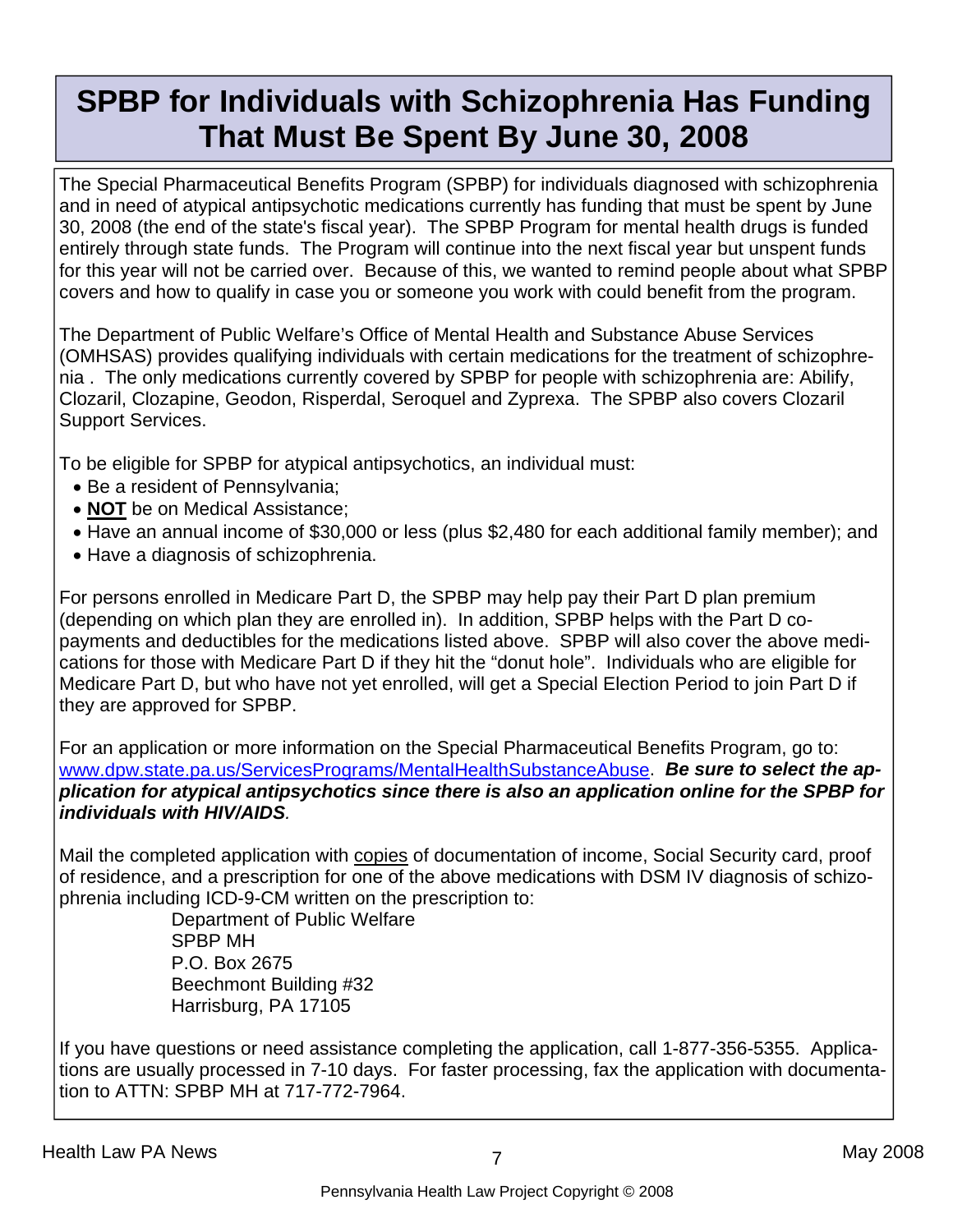# SPBP for Individuals with Schizophrenia Has Funding That Must Be Spent By June 30, 2008

The Special Pharmaceutical Benefits Program (SPBP) for individuals diagnosed with schizophrenia and in need of atypical antipsychotic medications currently has funding that must be spent by June 30, 2008 (the end of the state's fiscal year). The SPBP Program for mental health drugs is funded entirely through state funds. The Program will continue into the next fiscal year but unspent funds for this year will not be carried over. Because of this, we wanted to remind people about what SPBP covers and how to qualify in case you or someone you work with could benefit from the program.

The Department of Public Welfare's Office of Mental Health and Substance Abuse Services (OMHSAS) provides qualifying individuals with certain medications for the treatment of schizophrenia . The only medications currently covered by SPBP for people with schizophrenia are: Abilify, Clozaril, Clozapine, Geodon, Risperdal, Seroquel and Zyprexa. The SPBP also covers Clozaril Support Services.

To be eligible for SPBP for atypical antipsychotics, an individual must:

- Be a resident of Pennsylvania;
- **NOT** be on Medical Assistance;
- Have an annual income of $30,000 or less (plus $2,480 for each additional family member); and
- Have a diagnosis of schizophrenia.

For persons enrolled in Medicare Part D, the SPBP may help pay their Part D plan premium (depending on which plan they are enrolled in). In addition, SPBP helps with the Part D co-payments and deductibles for the medications listed above. SPBP will also cover the above medications for those with Medicare Part D if they hit the "donut hole". Individuals who are eligible for Medicare Part D, but who have not yet enrolled, will get a Special Election Period to join Part D if they are approved for SPBP.

For an application or more information on the Special Pharmaceutical Benefits Program, go to: www.dpw.state.pa.us/ServicesPrograms/MentalHealthSubstanceAbuse. ***Be sure to select the application for atypical antipsychotics since there is also an application online for the SPBP for individuals with HIV/AIDS.***

Mail the completed application with copies of documentation of income, Social Security card, proof of residence, and a prescription for one of the above medications with DSM IV diagnosis of schizophrenia including ICD-9-CM written on the prescription to:

Department of Public Welfare
SPBP MH
P.O. Box 2675
Beechmont Building #32
Harrisburg, PA 17105

If you have questions or need assistance completing the application, call 1-877-356-5355. Applications are usually processed in 7-10 days. For faster processing, fax the application with documentation to ATTN: SPBP MH at 717-772-7964.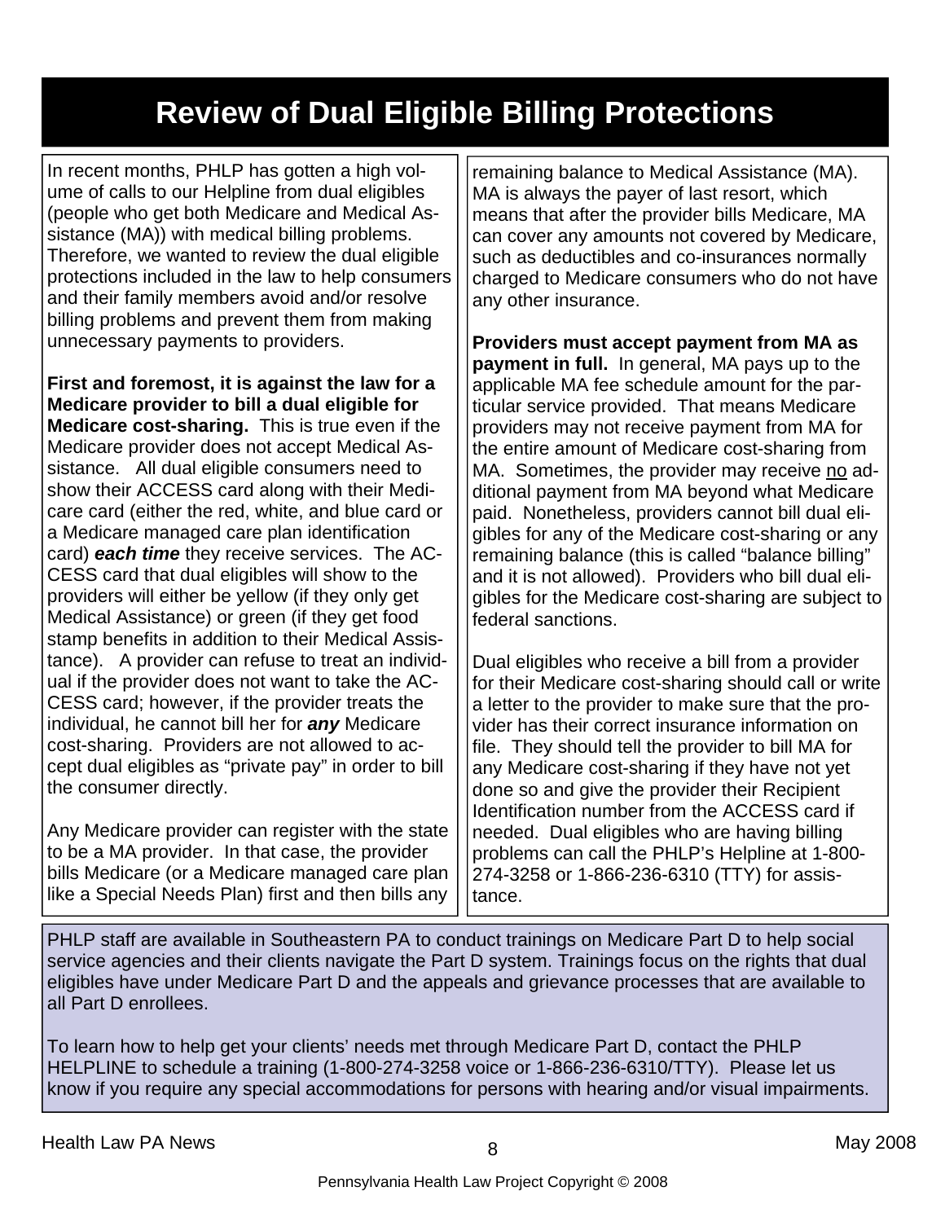# Review of Dual Eligible Billing Protections

In recent months, PHLP has gotten a high volume of calls to our Helpline from dual eligibles (people who get both Medicare and Medical Assistance (MA)) with medical billing problems. Therefore, we wanted to review the dual eligible protections included in the law to help consumers and their family members avoid and/or resolve billing problems and prevent them from making unnecessary payments to providers.

**First and foremost, it is against the law for a Medicare provider to bill a dual eligible for Medicare cost-sharing.** This is true even if the Medicare provider does not accept Medical Assistance. All dual eligible consumers need to show their ACCESS card along with their Medicare card (either the red, white, and blue card or a Medicare managed care plan identification card) ***each time*** they receive services. The ACCESS card that dual eligibles will show to the providers will either be yellow (if they only get Medical Assistance) or green (if they get food stamp benefits in addition to their Medical Assistance). A provider can refuse to treat an individual if the provider does not want to take the ACCESS card; however, if the provider treats the individual, he cannot bill her for ***any*** Medicare cost-sharing. Providers are not allowed to accept dual eligibles as "private pay" in order to bill the consumer directly.

Any Medicare provider can register with the state to be a MA provider. In that case, the provider bills Medicare (or a Medicare managed care plan like a Special Needs Plan) first and then bills any remaining balance to Medical Assistance (MA). MA is always the payer of last resort, which means that after the provider bills Medicare, MA can cover any amounts not covered by Medicare, such as deductibles and co-insurances normally charged to Medicare consumers who do not have any other insurance.

**Providers must accept payment from MA as payment in full.** In general, MA pays up to the applicable MA fee schedule amount for the particular service provided. That means Medicare providers may not receive payment from MA for the entire amount of Medicare cost-sharing from MA. Sometimes, the provider may receive <u>no</u> additional payment from MA beyond what Medicare paid. Nonetheless, providers cannot bill dual eligibles for any of the Medicare cost-sharing or any remaining balance (this is called "balance billing" and it is not allowed). Providers who bill dual eligibles for the Medicare cost-sharing are subject to federal sanctions.

Dual eligibles who receive a bill from a provider for their Medicare cost-sharing should call or write a letter to the provider to make sure that the provider has their correct insurance information on file. They should tell the provider to bill MA for any Medicare cost-sharing if they have not yet done so and give the provider their Recipient Identification number from the ACCESS card if needed. Dual eligibles who are having billing problems can call the PHLP's Helpline at 1-800-274-3258 or 1-866-236-6310 (TTY) for assistance.

PHLP staff are available in Southeastern PA to conduct trainings on Medicare Part D to help social service agencies and their clients navigate the Part D system. Trainings focus on the rights that dual eligibles have under Medicare Part D and the appeals and grievance processes that are available to all Part D enrollees.

To learn how to help get your clients' needs met through Medicare Part D, contact the PHLP HELPLINE to schedule a training (1-800-274-3258 voice or 1-866-236-6310/TTY). Please let us know if you require any special accommodations for persons with hearing and/or visual impairments.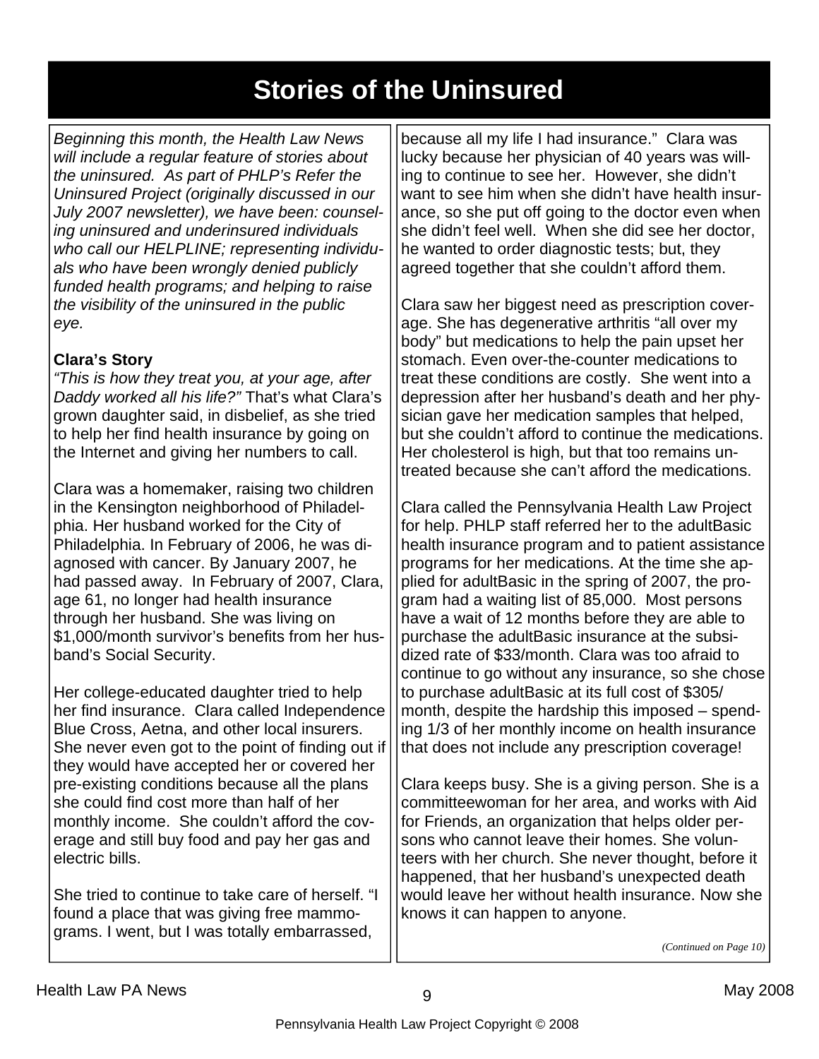# Stories of the Uninsured

*Beginning this month, the Health Law News will include a regular feature of stories about the uninsured. As part of PHLP's Refer the Uninsured Project (originally discussed in our July 2007 newsletter), we have been: counseling uninsured and underinsured individuals who call our HELPLINE; representing individuals who have been wrongly denied publicly funded health programs; and helping to raise the visibility of the uninsured in the public eye.*

**Clara's Story**

*"This is how they treat you, at your age, after Daddy worked all his life?"* That's what Clara's grown daughter said, in disbelief, as she tried to help her find health insurance by going on the Internet and giving her numbers to call.

Clara was a homemaker, raising two children in the Kensington neighborhood of Philadelphia. Her husband worked for the City of Philadelphia. In February of 2006, he was diagnosed with cancer. By January 2007, he had passed away. In February of 2007, Clara, age 61, no longer had health insurance through her husband. She was living on $1,000/month survivor's benefits from her husband's Social Security.

Her college-educated daughter tried to help her find insurance. Clara called Independence Blue Cross, Aetna, and other local insurers. She never even got to the point of finding out if they would have accepted her or covered her pre-existing conditions because all the plans she could find cost more than half of her monthly income. She couldn't afford the coverage and still buy food and pay her gas and electric bills.

She tried to continue to take care of herself. "I found a place that was giving free mammograms. I went, but I was totally embarrassed, because all my life I had insurance." Clara was lucky because her physician of 40 years was willing to continue to see her. However, she didn't want to see him when she didn't have health insurance, so she put off going to the doctor even when she didn't feel well. When she did see her doctor, he wanted to order diagnostic tests; but, they agreed together that she couldn't afford them.

Clara saw her biggest need as prescription coverage. She has degenerative arthritis "all over my body" but medications to help the pain upset her stomach. Even over-the-counter medications to treat these conditions are costly. She went into a depression after her husband's death and her physician gave her medication samples that helped, but she couldn't afford to continue the medications. Her cholesterol is high, but that too remains untreated because she can't afford the medications.

Clara called the Pennsylvania Health Law Project for help. PHLP staff referred her to the adultBasic health insurance program and to patient assistance programs for her medications. At the time she applied for adultBasic in the spring of 2007, the program had a waiting list of 85,000. Most persons have a wait of 12 months before they are able to purchase the adultBasic insurance at the subsidized rate of $33/month. Clara was too afraid to continue to go without any insurance, so she chose to purchase adultBasic at its full cost of $305/month, despite the hardship this imposed – spending 1/3 of her monthly income on health insurance that does not include any prescription coverage!

Clara keeps busy. She is a giving person. She is a committeewoman for her area, and works with Aid for Friends, an organization that helps older persons who cannot leave their homes. She volunteers with her church. She never thought, before it happened, that her husband's unexpected death would leave her without health insurance. Now she knows it can happen to anyone.

*(Continued on Page 10)*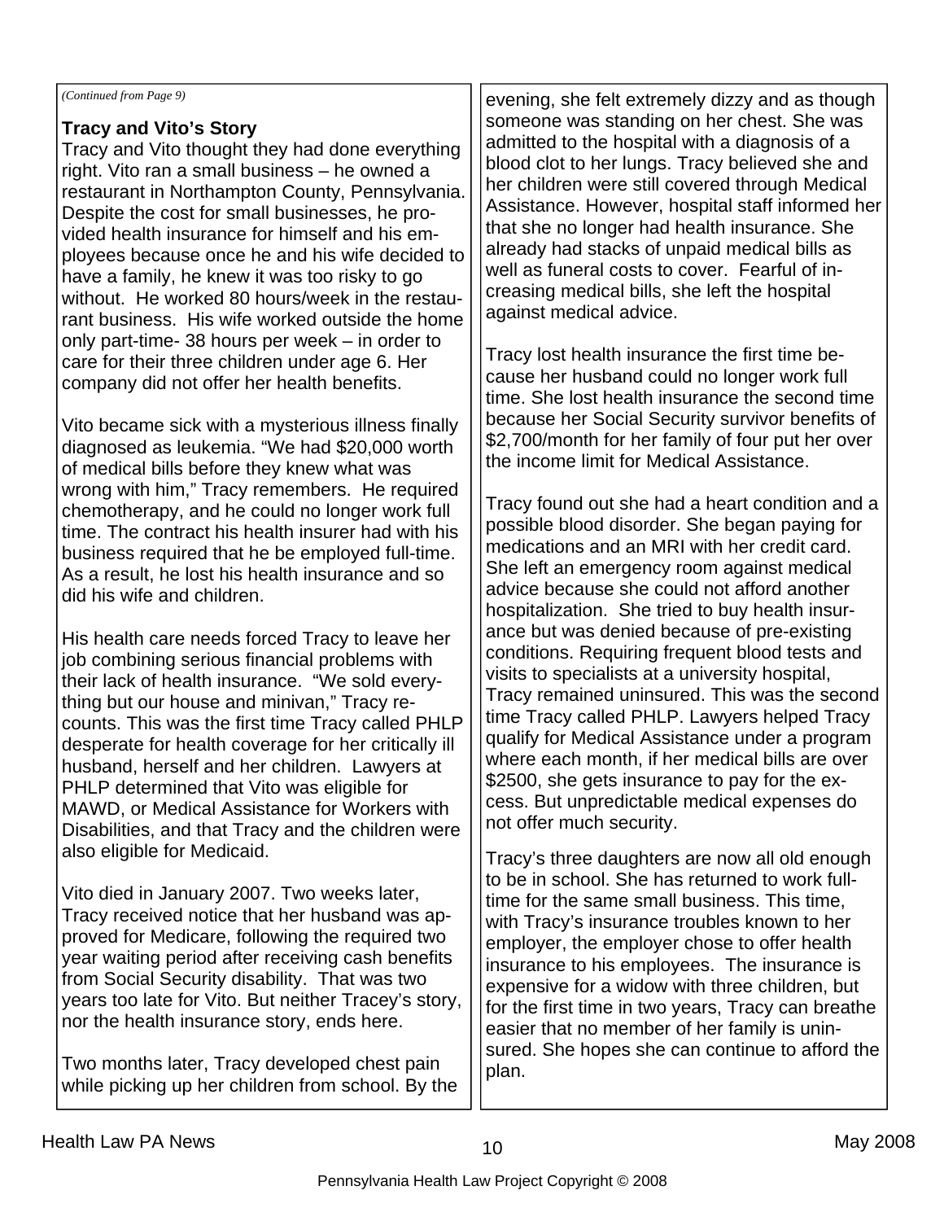*(Continued from Page 9)*

**Tracy and Vito's Story**

Tracy and Vito thought they had done everything right. Vito ran a small business – he owned a restaurant in Northampton County, Pennsylvania. Despite the cost for small businesses, he provided health insurance for himself and his employees because once he and his wife decided to have a family, he knew it was too risky to go without. He worked 80 hours/week in the restaurant business. His wife worked outside the home only part-time- 38 hours per week – in order to care for their three children under age 6. Her company did not offer her health benefits.

Vito became sick with a mysterious illness finally diagnosed as leukemia. "We had $20,000 worth of medical bills before they knew what was wrong with him," Tracy remembers. He required chemotherapy, and he could no longer work full time. The contract his health insurer had with his business required that he be employed full-time. As a result, he lost his health insurance and so did his wife and children.

His health care needs forced Tracy to leave her job combining serious financial problems with their lack of health insurance. "We sold everything but our house and minivan," Tracy recounts. This was the first time Tracy called PHLP desperate for health coverage for her critically ill husband, herself and her children. Lawyers at PHLP determined that Vito was eligible for MAWD, or Medical Assistance for Workers with Disabilities, and that Tracy and the children were also eligible for Medicaid.

Vito died in January 2007. Two weeks later, Tracy received notice that her husband was approved for Medicare, following the required two year waiting period after receiving cash benefits from Social Security disability. That was two years too late for Vito. But neither Tracey's story, nor the health insurance story, ends here.

Two months later, Tracy developed chest pain while picking up her children from school. By the evening, she felt extremely dizzy and as though someone was standing on her chest. She was admitted to the hospital with a diagnosis of a blood clot to her lungs. Tracy believed she and her children were still covered through Medical Assistance. However, hospital staff informed her that she no longer had health insurance. She already had stacks of unpaid medical bills as well as funeral costs to cover. Fearful of increasing medical bills, she left the hospital against medical advice.

Tracy lost health insurance the first time because her husband could no longer work full time. She lost health insurance the second time because her Social Security survivor benefits of $2,700/month for her family of four put her over the income limit for Medical Assistance.

Tracy found out she had a heart condition and a possible blood disorder. She began paying for medications and an MRI with her credit card. She left an emergency room against medical advice because she could not afford another hospitalization. She tried to buy health insurance but was denied because of pre-existing conditions. Requiring frequent blood tests and visits to specialists at a university hospital, Tracy remained uninsured. This was the second time Tracy called PHLP. Lawyers helped Tracy qualify for Medical Assistance under a program where each month, if her medical bills are over $2500, she gets insurance to pay for the excess. But unpredictable medical expenses do not offer much security.

Tracy's three daughters are now all old enough to be in school. She has returned to work full-time for the same small business. This time, with Tracy's insurance troubles known to her employer, the employer chose to offer health insurance to his employees. The insurance is expensive for a widow with three children, but for the first time in two years, Tracy can breathe easier that no member of her family is uninsured. She hopes she can continue to afford the plan.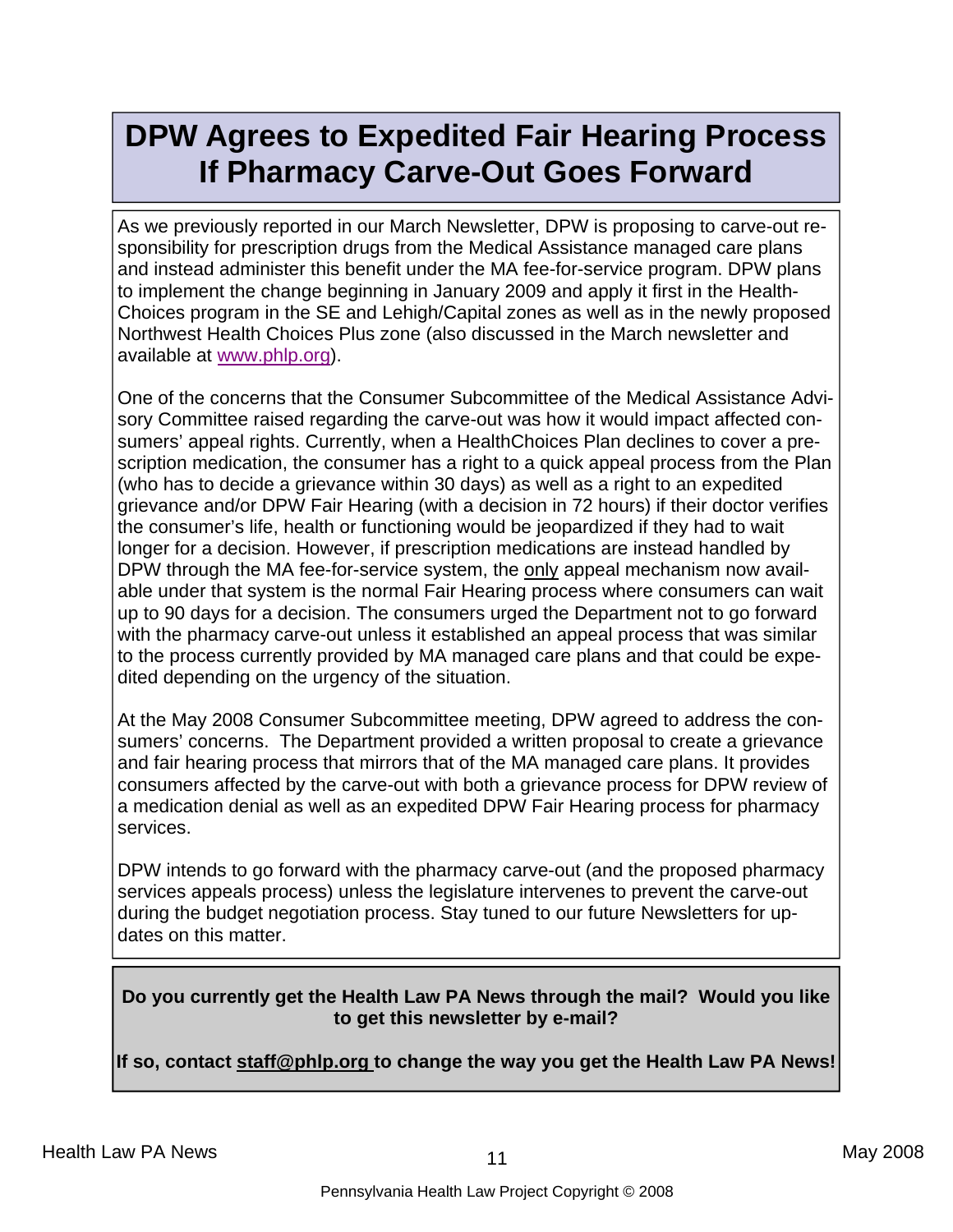# DPW Agrees to Expedited Fair Hearing Process If Pharmacy Carve-Out Goes Forward

As we previously reported in our March Newsletter, DPW is proposing to carve-out responsibility for prescription drugs from the Medical Assistance managed care plans and instead administer this benefit under the MA fee-for-service program. DPW plans to implement the change beginning in January 2009 and apply it first in the HealthChoices program in the SE and Lehigh/Capital zones as well as in the newly proposed Northwest Health Choices Plus zone (also discussed in the March newsletter and available at www.phlp.org).

One of the concerns that the Consumer Subcommittee of the Medical Assistance Advisory Committee raised regarding the carve-out was how it would impact affected consumers' appeal rights. Currently, when a HealthChoices Plan declines to cover a prescription medication, the consumer has a right to a quick appeal process from the Plan (who has to decide a grievance within 30 days) as well as a right to an expedited grievance and/or DPW Fair Hearing (with a decision in 72 hours) if their doctor verifies the consumer's life, health or functioning would be jeopardized if they had to wait longer for a decision. However, if prescription medications are instead handled by DPW through the MA fee-for-service system, the <u>only</u> appeal mechanism now available under that system is the normal Fair Hearing process where consumers can wait up to 90 days for a decision. The consumers urged the Department not to go forward with the pharmacy carve-out unless it established an appeal process that was similar to the process currently provided by MA managed care plans and that could be expedited depending on the urgency of the situation.

At the May 2008 Consumer Subcommittee meeting, DPW agreed to address the consumers' concerns. The Department provided a written proposal to create a grievance and fair hearing process that mirrors that of the MA managed care plans. It provides consumers affected by the carve-out with both a grievance process for DPW review of a medication denial as well as an expedited DPW Fair Hearing process for pharmacy services.

DPW intends to go forward with the pharmacy carve-out (and the proposed pharmacy services appeals process) unless the legislature intervenes to prevent the carve-out during the budget negotiation process. Stay tuned to our future Newsletters for updates on this matter.

**Do you currently get the Health Law PA News through the mail? Would you like to get this newsletter by e-mail?**

**If so, contact staff@phlp.org to change the way you get the Health Law PA News!**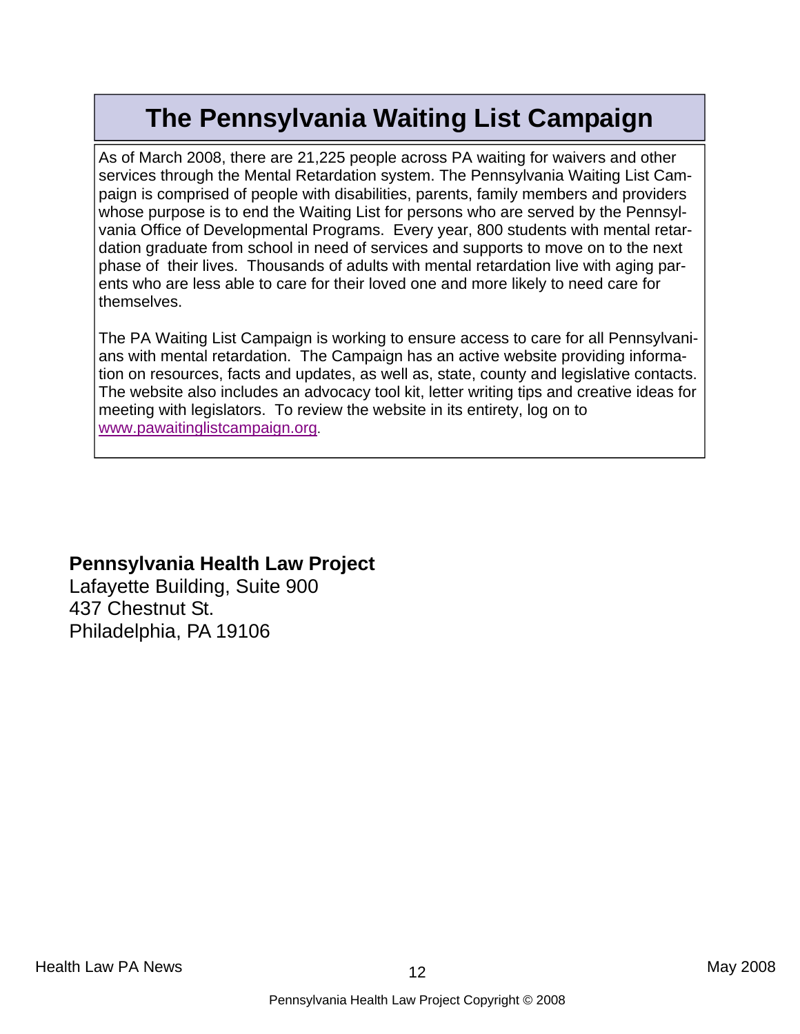## The Pennsylvania Waiting List Campaign

As of March 2008, there are 21,225 people across PA waiting for waivers and other services through the Mental Retardation system. The Pennsylvania Waiting List Campaign is comprised of people with disabilities, parents, family members and providers whose purpose is to end the Waiting List for persons who are served by the Pennsylvania Office of Developmental Programs. Every year, 800 students with mental retardation graduate from school in need of services and supports to move on to the next phase of their lives. Thousands of adults with mental retardation live with aging parents who are less able to care for their loved one and more likely to need care for themselves.

The PA Waiting List Campaign is working to ensure access to care for all Pennsylvanians with mental retardation. The Campaign has an active website providing information on resources, facts and updates, as well as, state, county and legislative contacts. The website also includes an advocacy tool kit, letter writing tips and creative ideas for meeting with legislators. To review the website in its entirety, log on to www.pawaitinglistcampaign.org.

**Pennsylvania Health Law Project**
Lafayette Building, Suite 900
437 Chestnut St.
Philadelphia, PA 19106